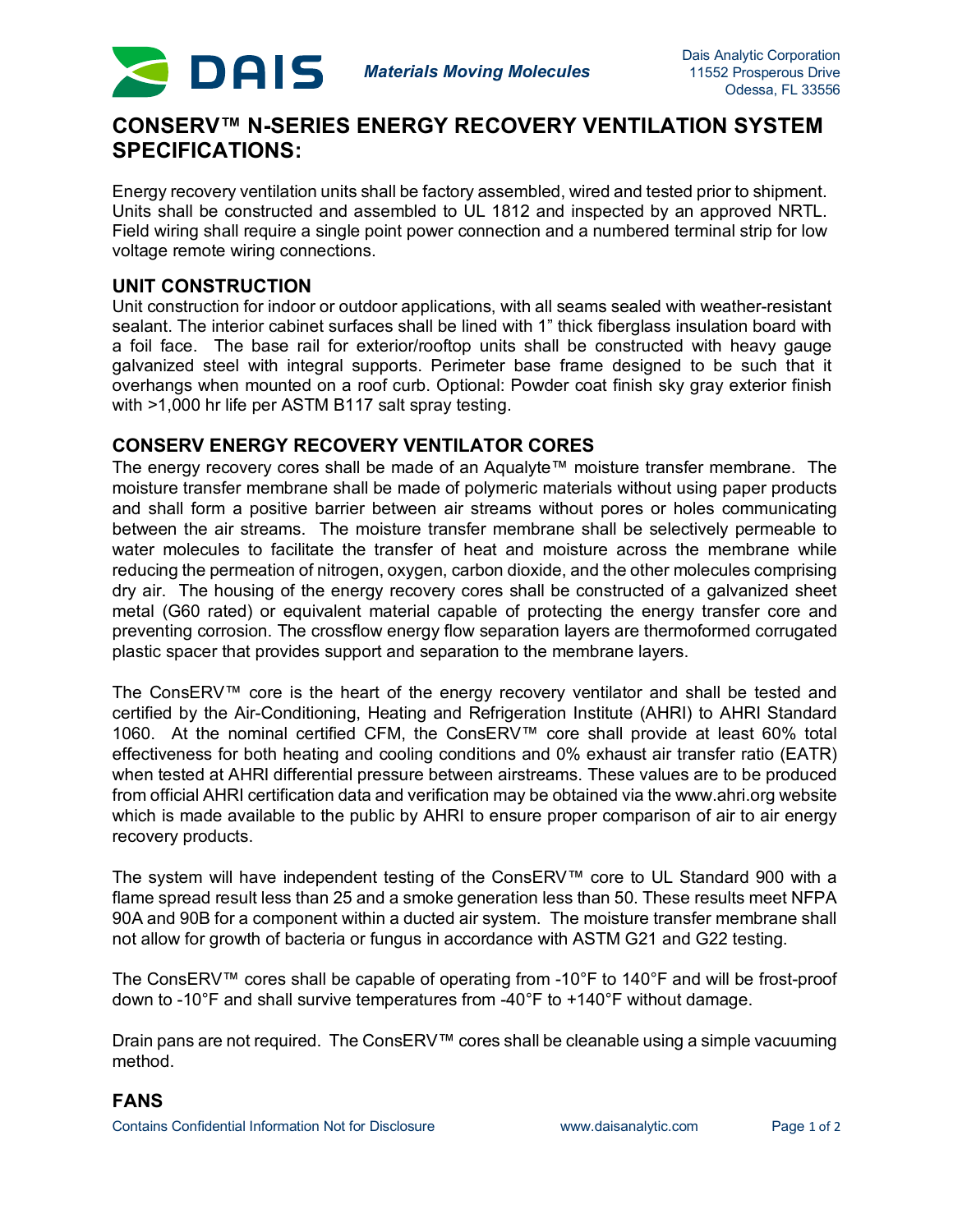DAIS *Materials Moving Molecules*

Dais Analytic Corporation
11552 Prosperous Drive
Odessa, FL 33556

# CONSERV™ N-SERIES ENERGY RECOVERY VENTILATION SYSTEM SPECIFICATIONS:

Energy recovery ventilation units shall be factory assembled, wired and tested prior to shipment. Units shall be constructed and assembled to UL 1812 and inspected by an approved NRTL. Field wiring shall require a single point power connection and a numbered terminal strip for low voltage remote wiring connections.

## UNIT CONSTRUCTION

Unit construction for indoor or outdoor applications, with all seams sealed with weather-resistant sealant. The interior cabinet surfaces shall be lined with 1" thick fiberglass insulation board with a foil face. The base rail for exterior/rooftop units shall be constructed with heavy gauge galvanized steel with integral supports. Perimeter base frame designed to be such that it overhangs when mounted on a roof curb. Optional: Powder coat finish sky gray exterior finish with >1,000 hr life per ASTM B117 salt spray testing.

## CONSERV ENERGY RECOVERY VENTILATOR CORES

The energy recovery cores shall be made of an Aqualyte™ moisture transfer membrane. The moisture transfer membrane shall be made of polymeric materials without using paper products and shall form a positive barrier between air streams without pores or holes communicating between the air streams. The moisture transfer membrane shall be selectively permeable to water molecules to facilitate the transfer of heat and moisture across the membrane while reducing the permeation of nitrogen, oxygen, carbon dioxide, and the other molecules comprising dry air. The housing of the energy recovery cores shall be constructed of a galvanized sheet metal (G60 rated) or equivalent material capable of protecting the energy transfer core and preventing corrosion. The crossflow energy flow separation layers are thermoformed corrugated plastic spacer that provides support and separation to the membrane layers.

The ConsERV™ core is the heart of the energy recovery ventilator and shall be tested and certified by the Air-Conditioning, Heating and Refrigeration Institute (AHRI) to AHRI Standard 1060. At the nominal certified CFM, the ConsERV™ core shall provide at least 60% total effectiveness for both heating and cooling conditions and 0% exhaust air transfer ratio (EATR) when tested at AHRI differential pressure between airstreams. These values are to be produced from official AHRI certification data and verification may be obtained via the www.ahri.org website which is made available to the public by AHRI to ensure proper comparison of air to air energy recovery products.

The system will have independent testing of the ConsERV™ core to UL Standard 900 with a flame spread result less than 25 and a smoke generation less than 50. These results meet NFPA 90A and 90B for a component within a ducted air system. The moisture transfer membrane shall not allow for growth of bacteria or fungus in accordance with ASTM G21 and G22 testing.

The ConsERV™ cores shall be capable of operating from -10°F to 140°F and will be frost-proof down to -10°F and shall survive temperatures from -40°F to +140°F without damage.

Drain pans are not required. The ConsERV™ cores shall be cleanable using a simple vacuuming method.

## FANS

Contains Confidential Information Not for Disclosure www.daisanalytic.com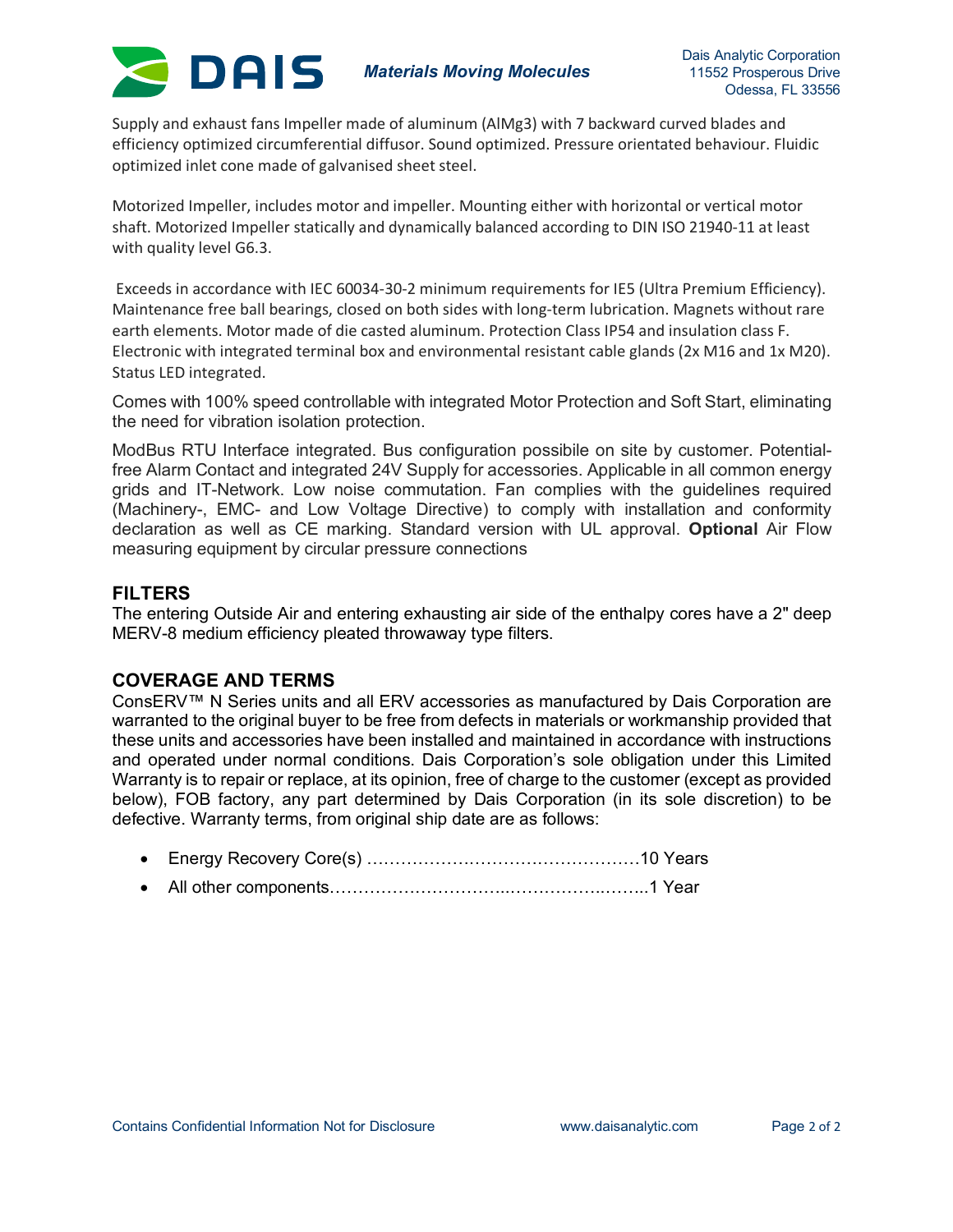Supply and exhaust fans Impeller made of aluminum (AlMg3) with 7 backward curved blades and efficiency optimized circumferential diffusor. Sound optimized. Pressure orientated behaviour. Fluidic optimized inlet cone made of galvanised sheet steel.

Motorized Impeller, includes motor and impeller. Mounting either with horizontal or vertical motor shaft. Motorized Impeller statically and dynamically balanced according to DIN ISO 21940-11 at least with quality level G6.3.

Exceeds in accordance with IEC 60034-30-2 minimum requirements for IE5 (Ultra Premium Efficiency). Maintenance free ball bearings, closed on both sides with long-term lubrication. Magnets without rare earth elements. Motor made of die casted aluminum. Protection Class IP54 and insulation class F. Electronic with integrated terminal box and environmental resistant cable glands (2x M16 and 1x M20). Status LED integrated.

Comes with 100% speed controllable with integrated Motor Protection and Soft Start, eliminating the need for vibration isolation protection.

ModBus RTU Interface integrated. Bus configuration possibile on site by customer. Potential-free Alarm Contact and integrated 24V Supply for accessories. Applicable in all common energy grids and IT-Network. Low noise commutation. Fan complies with the guidelines required (Machinery-, EMC- and Low Voltage Directive) to comply with installation and conformity declaration as well as CE marking. Standard version with UL approval. **Optional** Air Flow measuring equipment by circular pressure connections

## FILTERS

The entering Outside Air and entering exhausting air side of the enthalpy cores have a 2" deep MERV-8 medium efficiency pleated throwaway type filters.

## COVERAGE AND TERMS

ConsERV™ N Series units and all ERV accessories as manufactured by Dais Corporation are warranted to the original buyer to be free from defects in materials or workmanship provided that these units and accessories have been installed and maintained in accordance with instructions and operated under normal conditions. Dais Corporation's sole obligation under this Limited Warranty is to repair or replace, at its opinion, free of charge to the customer (except as provided below), FOB factory, any part determined by Dais Corporation (in its sole discretion) to be defective. Warranty terms, from original ship date are as follows:

- Energy Recovery Core(s) …………………………………………10 Years
- All other components…………………………..……………..……..1 Year